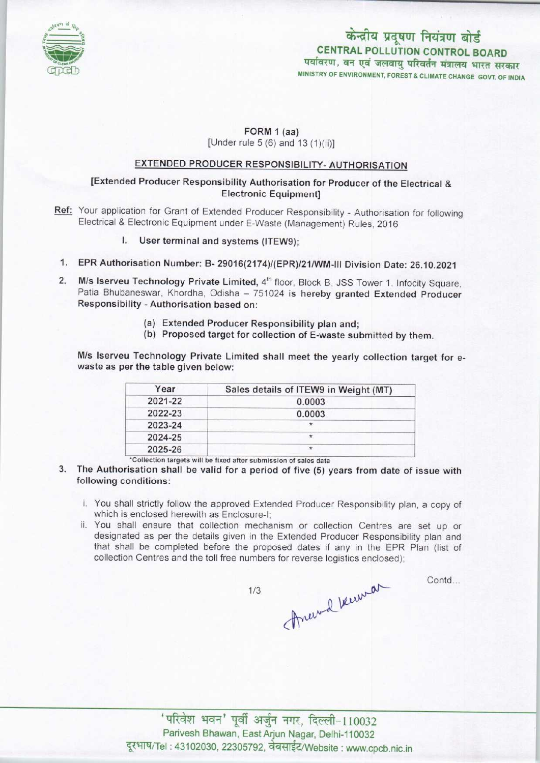केन्द्रीय प्रदूषण नियंत्रण बोर्ड
**CENTRAL POLLUTION CONTROL BOARD**
पर्यावरण, वन एवं जलवायु परिवर्तन मंत्रालय भारत सरकार
MINISTRY OF ENVIRONMENT, FOREST & CLIMATE CHANGE GOVT. OF INDIA

**FORM 1 (aa)**
[Under rule 5 (6) and 13 (1)(ii)]

## EXTENDED PRODUCER RESPONSIBILITY- AUTHORISATION

**[Extended Producer Responsibility Authorisation for Producer of the Electrical & Electronic Equipment]**

**Ref:** Your application for Grant of Extended Producer Responsibility - Authorisation for following Electrical & Electronic Equipment under E-Waste (Management) Rules, 2016

I. **User terminal and systems (ITEW9);**

1. **EPR Authorisation Number: B- 29016(2174)/(EPR)/21/WM-III Division Date: 26.10.2021**

2. **M/s Iserveu Technology Private Limited,** 4th floor, Block B, JSS Tower 1, Infocity Square, Patia Bhubaneswar, Khordha, Odisha – 751024 is hereby **granted Extended Producer Responsibility - Authorisation based on:**

   (a) **Extended Producer Responsibility plan and;**
   (b) **Proposed target for collection of E-waste submitted by them.**

**M/s Iserveu Technology Private Limited shall meet the yearly collection target for e-waste as per the table given below:**

| Year | Sales details of ITEW9 in Weight (MT) |
|---|---|
| 2021-22 | 0.0003 |
| 2022-23 | 0.0003 |
| 2023-24 | * |
| 2024-25 | * |
| 2025-26 | * |

*Collection targets will be fixed after submission of sales data

3. **The Authorisation shall be valid for a period of five (5) years from date of issue with following conditions:**

   i. You shall strictly follow the approved Extended Producer Responsibility plan, a copy of which is enclosed herewith as Enclosure-I;
   ii. You shall ensure that collection mechanism or collection Centres are set up or designated as per the details given in the Extended Producer Responsibility plan and that shall be completed before the proposed dates if any in the EPR Plan (list of collection Centres and the toll free numbers for reverse logistics enclosed);

Contd...

'परिवेश भवन' पूर्वी अर्जुन नगर, दिल्ली-110032
Parivesh Bhawan, East Arjun Nagar, Delhi-110032
दूरभाष/Tel : 43102030, 22305792, वेबसाईट/Website : www.cpcb.nic.in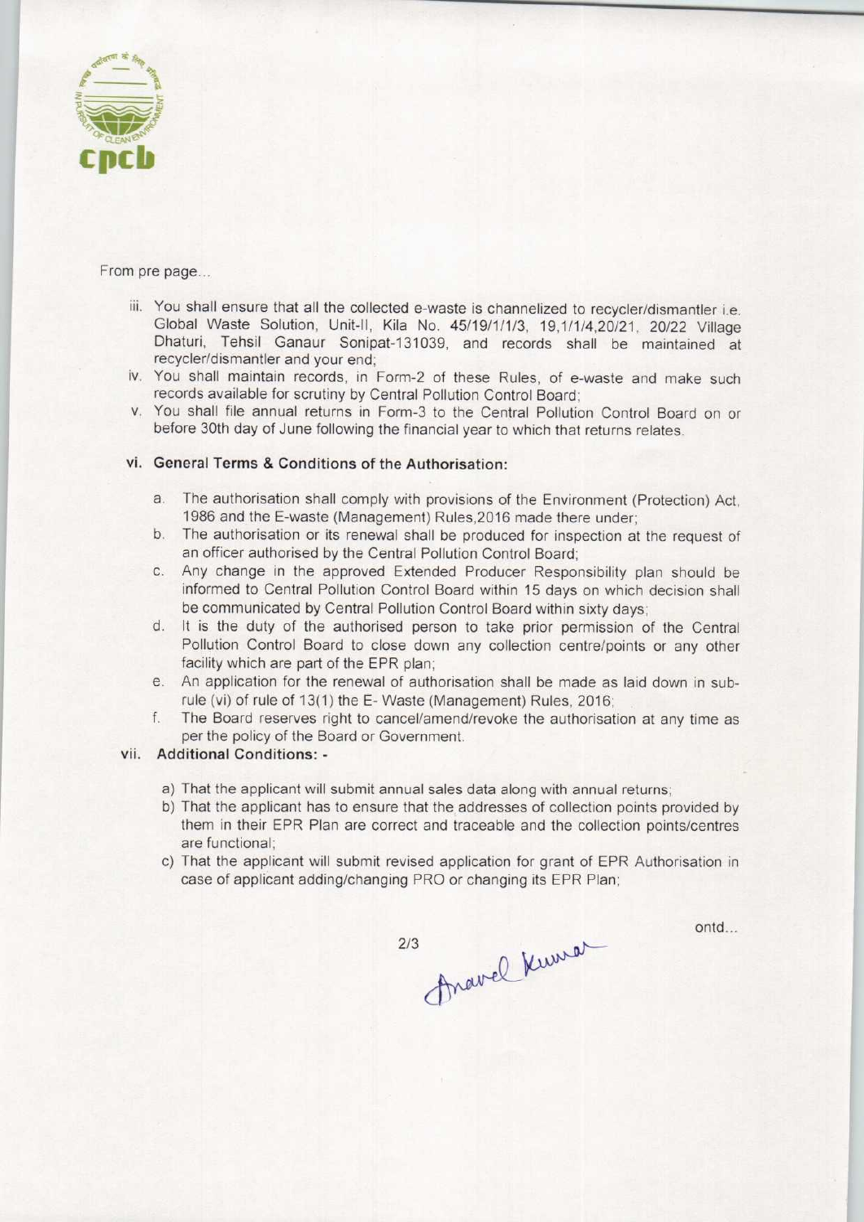From pre page...

iii. You shall ensure that all the collected e-waste is channelized to recycler/dismantler i.e. Global Waste Solution, Unit-II, Kila No. 45/19/1/1/3, 19,1/1/4,20/21, 20/22 Village Dhaturi, Tehsil Ganaur Sonipat-131039, and records shall be maintained at recycler/dismantler and your end;

iv. You shall maintain records, in Form-2 of these Rules, of e-waste and make such records available for scrutiny by Central Pollution Control Board;

v. You shall file annual returns in Form-3 to the Central Pollution Control Board on or before 30th day of June following the financial year to which that returns relates.

### vi. General Terms & Conditions of the Authorisation:

a. The authorisation shall comply with provisions of the Environment (Protection) Act, 1986 and the E-waste (Management) Rules,2016 made there under;

b. The authorisation or its renewal shall be produced for inspection at the request of an officer authorised by the Central Pollution Control Board;

c. Any change in the approved Extended Producer Responsibility plan should be informed to Central Pollution Control Board within 15 days on which decision shall be communicated by Central Pollution Control Board within sixty days;

d. It is the duty of the authorised person to take prior permission of the Central Pollution Control Board to close down any collection centre/points or any other facility which are part of the EPR plan;

e. An application for the renewal of authorisation shall be made as laid down in sub-rule (vi) of rule of 13(1) the E- Waste (Management) Rules, 2016;

f. The Board reserves right to cancel/amend/revoke the authorisation at any time as per the policy of the Board or Government.

### vii. Additional Conditions: -

a) That the applicant will submit annual sales data along with annual returns;

b) That the applicant has to ensure that the addresses of collection points provided by them in their EPR Plan are correct and traceable and the collection points/centres are functional;

c) That the applicant will submit revised application for grant of EPR Authorisation in case of applicant adding/changing PRO or changing its EPR Plan;

ontd...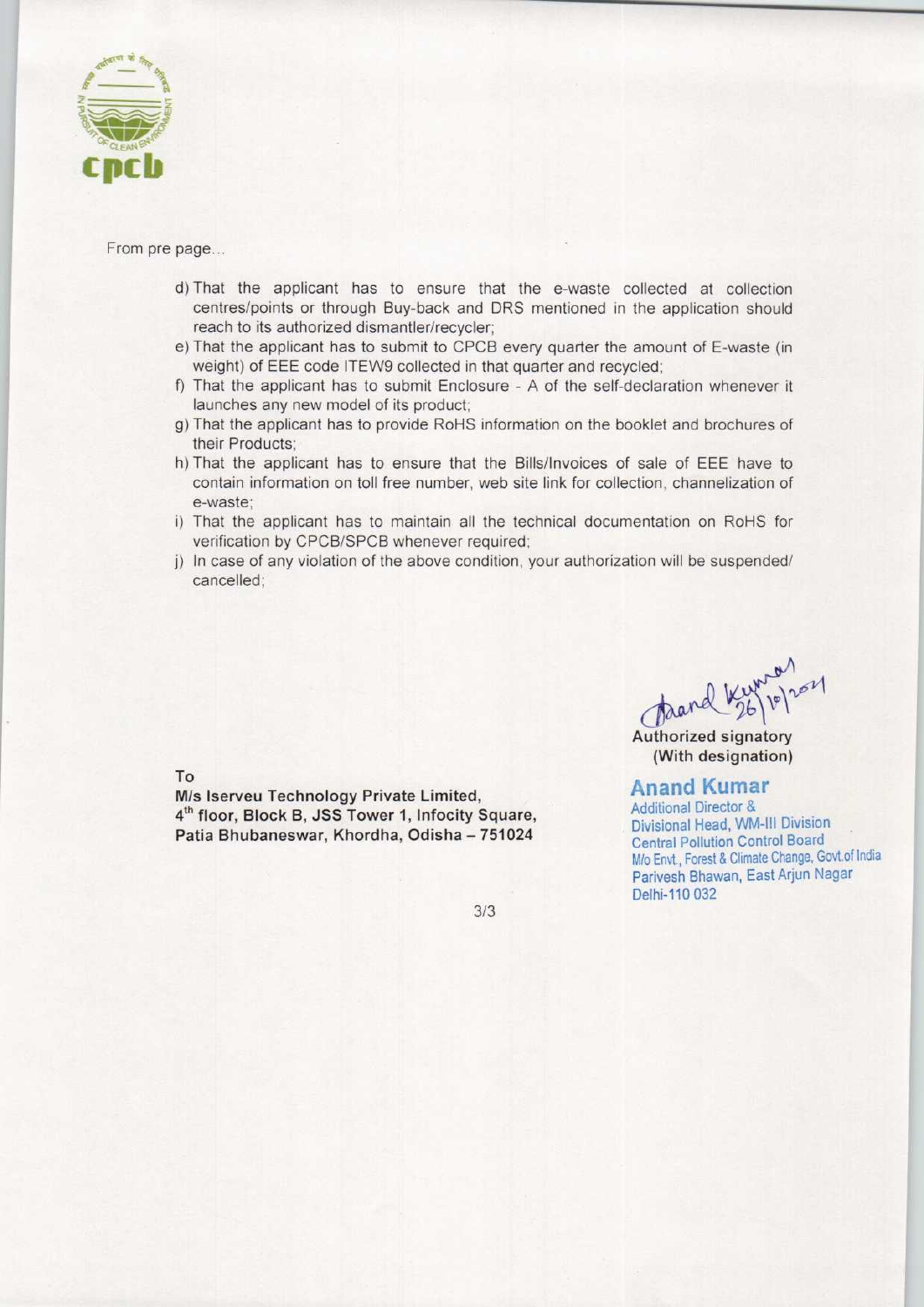From pre page...

d) That the applicant has to ensure that the e-waste collected at collection centres/points or through Buy-back and DRS mentioned in the application should reach to its authorized dismantler/recycler;

e) That the applicant has to submit to CPCB every quarter the amount of E-waste (in weight) of EEE code ITEW9 collected in that quarter and recycled;

f) That the applicant has to submit Enclosure - A of the self-declaration whenever it launches any new model of its product;

g) That the applicant has to provide RoHS information on the booklet and brochures of their Products;

h) That the applicant has to ensure that the Bills/Invoices of sale of EEE have to contain information on toll free number, web site link for collection, channelization of e-waste;

i) That the applicant has to maintain all the technical documentation on RoHS for verification by CPCB/SPCB whenever required;

j) In case of any violation of the above condition, your authorization will be suspended/ cancelled;

Anand Kumar 26/10/2021

**Authorized signatory**
**(With designation)**

**Anand Kumar**
Additional Director &
Divisional Head, WM-III Division
Central Pollution Control Board
M/o Envt., Forest & Climate Change, Govt.of India
Parivesh Bhawan, East Arjun Nagar
Delhi-110 032

To

**M/s Iserveu Technology Private Limited,**
**4th floor, Block B, JSS Tower 1, Infocity Square,**
**Patia Bhubaneswar, Khordha, Odisha – 751024**